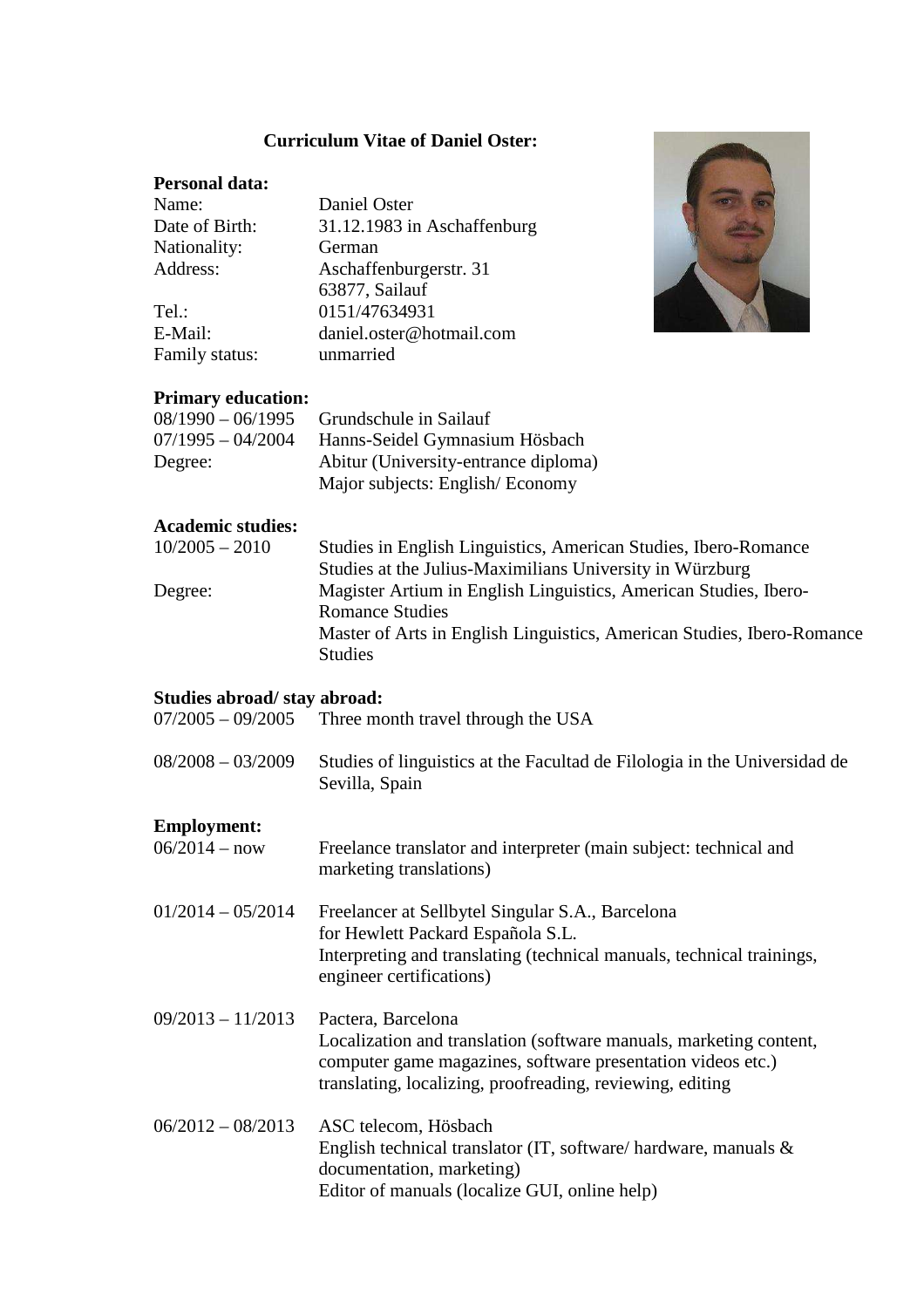# Curriculum Vitae of Daniel Oster:

## Personal data:

| | |
|---|---|
| Name: | Daniel Oster |
| Date of Birth: | 31.12.1983 in Aschaffenburg |
| Nationality: | German |
| Address: | Aschaffenburgerstr. 31<br>63877, Sailauf |
| Tel.: | 0151/47634931 |
| E-Mail: | daniel.oster@hotmail.com |
| Family status: | unmarried |

## Primary education:

| | |
|---|---|
| 08/1990 – 06/1995 | Grundschule in Sailauf |
| 07/1995 – 04/2004 | Hanns-Seidel Gymnasium Hösbach |
| Degree: | Abitur (University-entrance diploma)<br>Major subjects: English/ Economy |

## Academic studies:

| | |
|---|---|
| 10/2005 – 2010 | Studies in English Linguistics, American Studies, Ibero-Romance Studies at the Julius-Maximilians University in Würzburg |
| Degree: | Magister Artium in English Linguistics, American Studies, Ibero-Romance Studies<br>Master of Arts in English Linguistics, American Studies, Ibero-Romance Studies |

## Studies abroad/ stay abroad:

| | |
|---|---|
| 07/2005 – 09/2005 | Three month travel through the USA |
| 08/2008 – 03/2009 | Studies of linguistics at the Facultad de Filologia in the Universidad de Sevilla, Spain |

## Employment:

| | |
|---|---|
| 06/2014 – now | Freelance translator and interpreter (main subject: technical and marketing translations) |
| 01/2014 – 05/2014 | Freelancer at Sellbytel Singular S.A., Barcelona for Hewlett Packard Española S.L.<br>Interpreting and translating (technical manuals, technical trainings, engineer certifications) |
| 09/2013 – 11/2013 | Pactera, Barcelona<br>Localization and translation (software manuals, marketing content, computer game magazines, software presentation videos etc.)<br>translating, localizing, proofreading, reviewing, editing |
| 06/2012 – 08/2013 | ASC telecom, Hösbach<br>English technical translator (IT, software/ hardware, manuals & documentation, marketing)<br>Editor of manuals (localize GUI, online help) |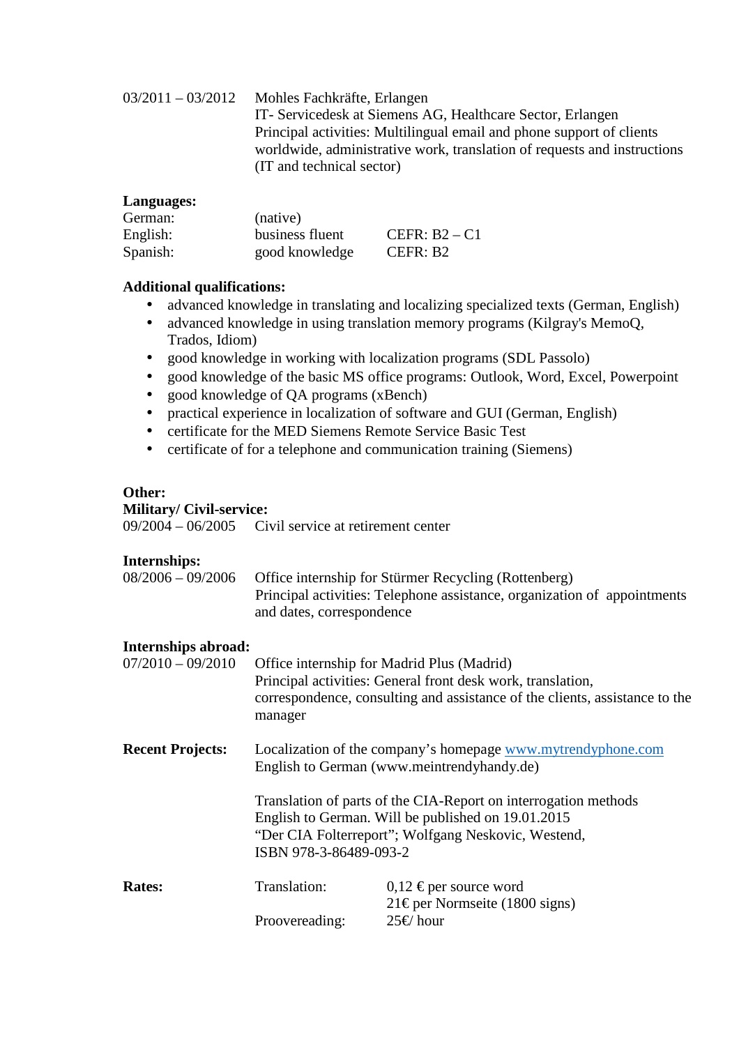03/2011 – 03/2012 Mohles Fachkräfte, Erlangen
IT- Servicedesk at Siemens AG, Healthcare Sector, Erlangen
Principal activities: Multilingual email and phone support of clients worldwide, administrative work, translation of requests and instructions (IT and technical sector)

**Languages:**

| | | |
|---|---|---|
| German: | (native) | |
| English: | business fluent | CEFR: B2 – C1 |
| Spanish: | good knowledge | CEFR: B2 |

**Additional qualifications:**

- advanced knowledge in translating and localizing specialized texts (German, English)
- advanced knowledge in using translation memory programs (Kilgray's MemoQ, Trados, Idiom)
- good knowledge in working with localization programs (SDL Passolo)
- good knowledge of the basic MS office programs: Outlook, Word, Excel, Powerpoint
- good knowledge of QA programs (xBench)
- practical experience in localization of software and GUI (German, English)
- certificate for the MED Siemens Remote Service Basic Test
- certificate of for a telephone and communication training (Siemens)

**Other:**

**Military/ Civil-service:**

09/2004 – 06/2005 Civil service at retirement center

**Internships:**

08/2006 – 09/2006 Office internship for Stürmer Recycling (Rottenberg)
Principal activities: Telephone assistance, organization of appointments and dates, correspondence

**Internships abroad:**

07/2010 – 09/2010 Office internship for Madrid Plus (Madrid)
Principal activities: General front desk work, translation, correspondence, consulting and assistance of the clients, assistance to the manager

**Recent Projects:** Localization of the company's homepage www.mytrendyphone.com
English to German (www.meintrendyhandy.de)

Translation of parts of the CIA-Report on interrogation methods English to German. Will be published on 19.01.2015
"Der CIA Folterreport"; Wolfgang Neskovic, Westend,
ISBN 978-3-86489-093-2

**Rates:**

| | | |
|---|---|---|
| Translation: | 0,12 € per source word | |
| | 21€ per Normseite (1800 signs) | |
| Proovereading: | 25€/ hour | |